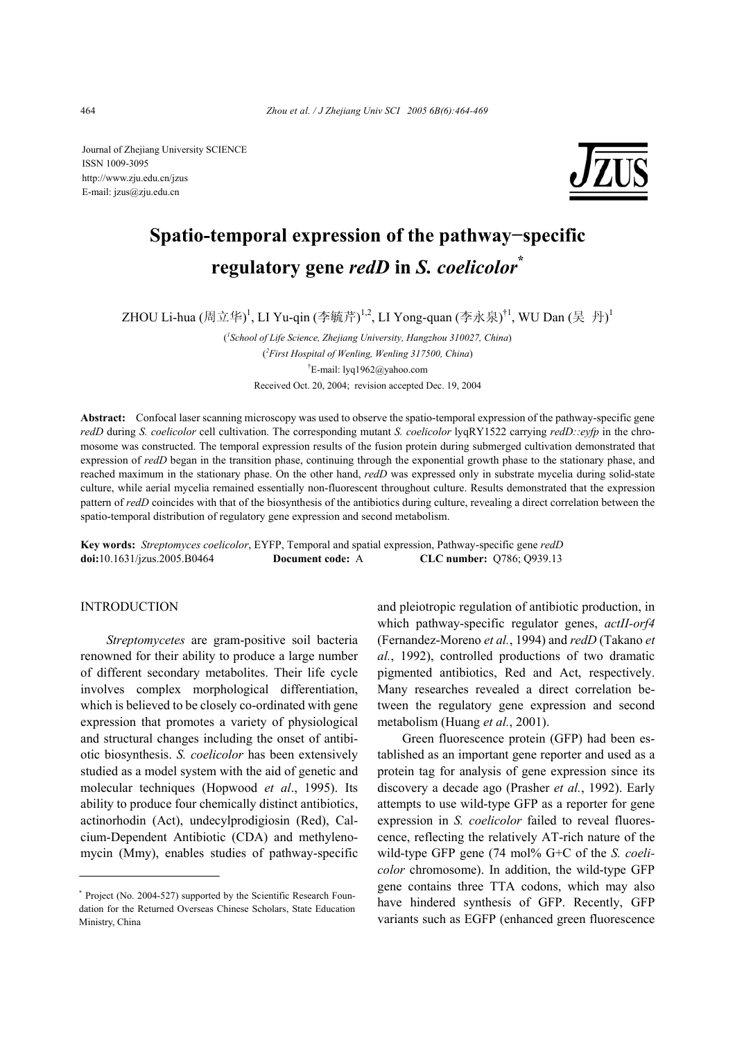Journal of Zhejiang University SCIENCE
ISSN 1009-3095
http://www.zju.edu.cn/jzus
E-mail: jzus@zju.edu.cn

# Spatio-temporal expression of the pathway−specific regulatory gene *redD* in *S. coelicolor*\*

ZHOU Li-hua (周立华)[1], LI Yu-qin (李毓芹)[1,2], LI Yong-quan (李永泉)[†1], WU Dan (吴 丹)[1]

([1]*School of Life Science, Zhejiang University, Hangzhou 310027, China*)

([2]*First Hospital of Wenling, Wenling 317500, China*)

[†]E-mail: lyq1962@yahoo.com

Received Oct. 20, 2004; revision accepted Dec. 19, 2004

**Abstract:** Confocal laser scanning microscopy was used to observe the spatio-temporal expression of the pathway-specific gene *redD* during *S. coelicolor* cell cultivation. The corresponding mutant *S. coelicolor* lyqRY1522 carrying *redD::eyfp* in the chromosome was constructed. The temporal expression results of the fusion protein during submerged cultivation demonstrated that expression of *redD* began in the transition phase, continuing through the exponential growth phase to the stationary phase, and reached maximum in the stationary phase. On the other hand, *redD* was expressed only in substrate mycelia during solid-state culture, while aerial mycelia remained essentially non-fluorescent throughout culture. Results demonstrated that the expression pattern of *redD* coincides with that of the biosynthesis of the antibiotics during culture, revealing a direct correlation between the spatio-temporal distribution of regulatory gene expression and second metabolism.

**Key words:** *Streptomyces coelicolor*, EYFP, Temporal and spatial expression, Pathway-specific gene *redD*
**doi:**10.1631/jzus.2005.B0464 **Document code:** A **CLC number:** Q786; Q939.13

## INTRODUCTION

*Streptomycetes* are gram-positive soil bacteria renowned for their ability to produce a large number of different secondary metabolites. Their life cycle involves complex morphological differentiation, which is believed to be closely co-ordinated with gene expression that promotes a variety of physiological and structural changes including the onset of antibiotic biosynthesis. *S. coelicolor* has been extensively studied as a model system with the aid of genetic and molecular techniques (Hopwood *et al*., 1995). Its ability to produce four chemically distinct antibiotics, actinorhodin (Act), undecylprodigiosin (Red), Calcium-Dependent Antibiotic (CDA) and methylenomycin (Mmy), enables studies of pathway-specific and pleiotropic regulation of antibiotic production, in which pathway-specific regulator genes, *actII-orf4* (Fernandez-Moreno *et al.*, 1994) and *redD* (Takano *et al.*, 1992), controlled productions of two dramatic pigmented antibiotics, Red and Act, respectively. Many researches revealed a direct correlation between the regulatory gene expression and second metabolism (Huang *et al.*, 2001).

Green fluorescence protein (GFP) had been established as an important gene reporter and used as a protein tag for analysis of gene expression since its discovery a decade ago (Prasher *et al.*, 1992). Early attempts to use wild-type GFP as a reporter for gene expression in *S. coelicolor* failed to reveal fluorescence, reflecting the relatively AT-rich nature of the wild-type GFP gene (74 mol% G+C of the *S. coelicolor* chromosome). In addition, the wild-type GFP gene contains three TTA codons, which may also have hindered synthesis of GFP. Recently, GFP variants such as EGFP (enhanced green fluorescence

---

\* Project (No. 2004-527) supported by the Scientific Research Foundation for the Returned Overseas Chinese Scholars, State Education Ministry, China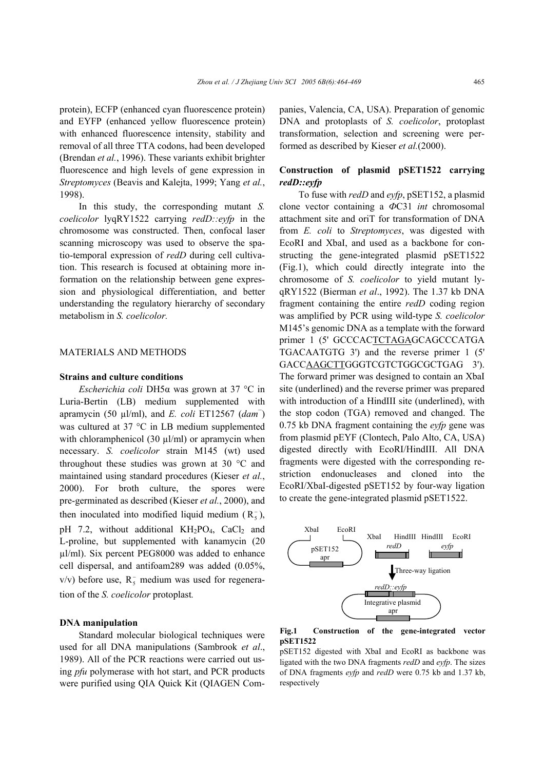protein), ECFP (enhanced cyan fluorescence protein) and EYFP (enhanced yellow fluorescence protein) with enhanced fluorescence intensity, stability and removal of all three TTA codons, had been developed (Brendan *et al.*, 1996). These variants exhibit brighter fluorescence and high levels of gene expression in *Streptomyces* (Beavis and Kalejta, 1999; Yang *et al.*, 1998).

In this study, the corresponding mutant *S. coelicolor* lyqRY1522 carrying *redD::eyfp* in the chromosome was constructed. Then, confocal laser scanning microscopy was used to observe the spatio-temporal expression of *redD* during cell cultivation. This research is focused at obtaining more information on the relationship between gene expression and physiological differentiation, and better understanding the regulatory hierarchy of secondary metabolism in *S. coelicolor.*

## MATERIALS AND METHODS

### Strains and culture conditions

*Escherichia coli* DH5α was grown at 37 °C in Luria-Bertin (LB) medium supplemented with apramycin (50 μl/ml), and *E. coli* ET12567 (*dam*$^-$) was cultured at 37 °C in LB medium supplemented with chloramphenicol (30 μl/ml) or apramycin when necessary. *S. coelicolor* strain M145 (wt) used throughout these studies was grown at 30 °C and maintained using standard procedures (Kieser *et al.*, 2000). For broth culture, the spores were pre-germinated as described (Kieser *et al.*, 2000), and then inoculated into modified liquid medium ($R_5^-$), pH 7.2, without additional $KH_2PO_4$, $CaCl_2$ and L-proline, but supplemented with kanamycin (20 μl/ml). Six percent PEG8000 was added to enhance cell dispersal, and antifoam289 was added (0.05%, v/v) before use, $R_5^-$ medium was used for regeneration of the *S. coelicolor* protoplast*.*

### DNA manipulation

Standard molecular biological techniques were used for all DNA manipulations (Sambrook *et al*., 1989). All of the PCR reactions were carried out using *pfu* polymerase with hot start, and PCR products were purified using QIA Quick Kit (QIAGEN Companies, Valencia, CA, USA). Preparation of genomic DNA and protoplasts of *S. coelicolor*, protoplast transformation, selection and screening were performed as described by Kieser *et al.*(2000).

### Construction of plasmid pSET1522 carrying *redD::eyfp*

To fuse with *redD* and *eyfp*, pSET152, a plasmid clone vector containing a *Φ*C31 *int* chromosomal attachment site and oriT for transformation of DNA from *E. coli* to *Streptomyces*, was digested with EcoRI and XbaI, and used as a backbone for constructing the gene-integrated plasmid pSET1522 (Fig.1), which could directly integrate into the chromosome of *S. coelicolor* to yield mutant lyqRY1522 (Bierman *et al*., 1992). The 1.37 kb DNA fragment containing the entire *redD* coding region was amplified by PCR using wild-type *S. coelicolor* M145's genomic DNA as a template with the forward primer 1 (5' GCCCAC<u>TCTAGA</u>GCAGCCCATGATGACAATGTG 3') and the reverse primer 1 (5' GACC<u>AAGCTT</u>GGGTCGTCTGGCGCTGAG 3'). The forward primer was designed to contain an XbaI site (underlined) and the reverse primer was prepared with introduction of a HindIII site (underlined), with the stop codon (TGA) removed and changed. The 0.75 kb DNA fragment containing the *eyfp* gene was from plasmid pEYF (Clontech, Palo Alto, CA, USA) digested directly with EcoRI/HindIII. All DNA fragments were digested with the corresponding restriction endonucleases and cloned into the EcoRI/XbaI-digested pSET152 by four-way ligation to create the gene-integrated plasmid pSET1522.

**Fig.1 Construction of the gene-integrated vector pSET1522**

pSET152 digested with XbaI and EcoRI as backbone was ligated with the two DNA fragments *redD* and *eyfp*. The sizes of DNA fragments *eyfp* and *redD* were 0.75 kb and 1.37 kb, respectively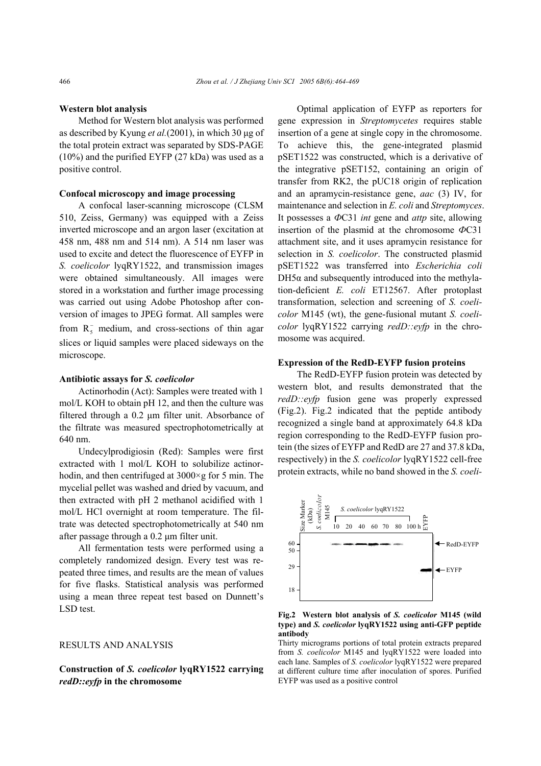### Western blot analysis

Method for Western blot analysis was performed as described by Kyung *et al.*(2001), in which 30 μg of the total protein extract was separated by SDS-PAGE (10%) and the purified EYFP (27 kDa) was used as a positive control.

### Confocal microscopy and image processing

A confocal laser-scanning microscope (CLSM 510, Zeiss, Germany) was equipped with a Zeiss inverted microscope and an argon laser (excitation at 458 nm, 488 nm and 514 nm). A 514 nm laser was used to excite and detect the fluorescence of EYFP in *S. coelicolor* lyqRY1522, and transmission images were obtained simultaneously. All images were stored in a workstation and further image processing was carried out using Adobe Photoshop after conversion of images to JPEG format. All samples were from $R_5^-$ medium, and cross-sections of thin agar slices or liquid samples were placed sideways on the microscope.

### Antibiotic assays for *S. coelicolor*

Actinorhodin (Act): Samples were treated with 1 mol/L KOH to obtain pH 12, and then the culture was filtered through a 0.2 μm filter unit. Absorbance of the filtrate was measured spectrophotometrically at 640 nm.

Undecylprodigiosin (Red): Samples were first extracted with 1 mol/L KOH to solubilize actinorhodin, and then centrifuged at 3000×g for 5 min. The mycelial pellet was washed and dried by vacuum, and then extracted with pH 2 methanol acidified with 1 mol/L HCl overnight at room temperature. The filtrate was detected spectrophotometrically at 540 nm after passage through a 0.2 μm filter unit.

All fermentation tests were performed using a completely randomized design. Every test was repeated three times, and results are the mean of values for five flasks. Statistical analysis was performed using a mean three repeat test based on Dunnett's LSD test.

## RESULTS AND ANALYSIS

### Construction of *S. coelicolor* lyqRY1522 carrying *redD::eyfp* in the chromosome

Optimal application of EYFP as reporters for gene expression in *Streptomycetes* requires stable insertion of a gene at single copy in the chromosome. To achieve this, the gene-integrated plasmid pSET1522 was constructed, which is a derivative of the integrative pSET152, containing an origin of transfer from RK2, the pUC18 origin of replication and an apramycin-resistance gene, *aac* (3) IV, for maintenance and selection in *E. coli* and *Streptomyces*. It possesses a *Φ*C31 *int* gene and *attp* site, allowing insertion of the plasmid at the chromosome *Φ*C31 attachment site, and it uses apramycin resistance for selection in *S. coelicolor*. The constructed plasmid pSET1522 was transferred into *Escherichia coli* DH5α and subsequently introduced into the methylation-deficient *E. coli* ET12567. After protoplast transformation, selection and screening of *S. coelicolor* M145 (wt), the gene-fusional mutant *S. coelicolor* lyqRY1522 carrying *redD::eyfp* in the chromosome was acquired.

### Expression of the RedD-EYFP fusion proteins

The RedD-EYFP fusion protein was detected by western blot, and results demonstrated that the *redD::eyfp* fusion gene was properly expressed (Fig.2). Fig.2 indicated that the peptide antibody recognized a single band at approximately 64.8 kDa region corresponding to the RedD-EYFP fusion protein (the sizes of EYFP and RedD are 27 and 37.8 kDa, respectively) in the *S. coelicolor* lyqRY1522 cell-free protein extracts, while no band showed in the *S. coeli-*

**Fig.2 Western blot analysis of *S. coelicolor* M145 (wild type) and *S. coelicolor* lyqRY1522 using anti-GFP peptide antibody**

Thirty micrograms portions of total protein extracts prepared from *S. coelicolor* M145 and lyqRY1522 were loaded into each lane. Samples of *S. coelicolor* lyqRY1522 were prepared at different culture time after inoculation of spores. Purified EYFP was used as a positive control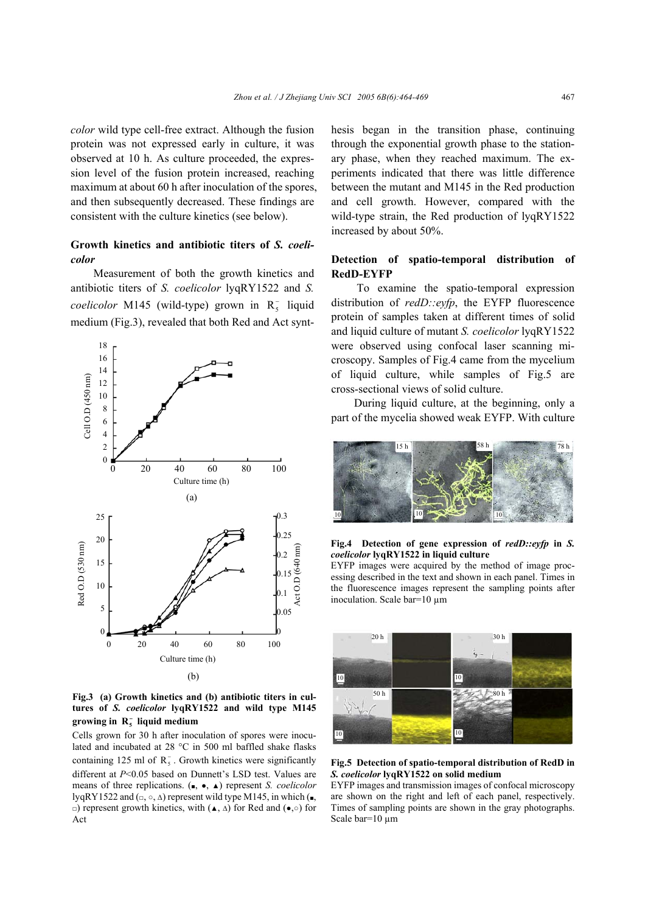*color* wild type cell-free extract. Although the fusion protein was not expressed early in culture, it was observed at 10 h. As culture proceeded, the expression level of the fusion protein increased, reaching maximum at about 60 h after inoculation of the spores, and then subsequently decreased. These findings are consistent with the culture kinetics (see below).

### Growth kinetics and antibiotic titers of *S. coelicolor*

Measurement of both the growth kinetics and antibiotic titers of *S. coelicolor* lyqRY1522 and *S. coelicolor* M145 (wild-type) grown in $R_5^-$ liquid medium (Fig.3), revealed that both Red and Act synthesis began in the transition phase, continuing through the exponential growth phase to the stationary phase, when they reached maximum. The experiments indicated that there was little difference between the mutant and M145 in the Red production and cell growth. However, compared with the wild-type strain, the Red production of lyqRY1522 increased by about 50%.

**Fig.3 (a) Growth kinetics and (b) antibiotic titers in cultures of *S. coelicolor* lyqRY1522 and wild type M145 growing in $R_5^-$ liquid medium**

Cells grown for 30 h after inoculation of spores were inoculated and incubated at 28 °C in 500 ml baffled shake flasks containing 125 ml of $R_5^-$. Growth kinetics were significantly different at $P<0.05$ based on Dunnett's LSD test. Values are means of three replications. (■, ●, ▲) represent *S. coelicolor* lyqRY1522 and (□, ○, △) represent wild type M145, in which (■, □) represent growth kinetics, with (▲, △) for Red and (●,○) for Act

### Detection of spatio-temporal distribution of RedD-EYFP

To examine the spatio-temporal expression distribution of *redD::eyfp*, the EYFP fluorescence protein of samples taken at different times of solid and liquid culture of mutant *S. coelicolor* lyqRY1522 were observed using confocal laser scanning microscopy. Samples of Fig.4 came from the mycelium of liquid culture, while samples of Fig.5 are cross-sectional views of solid culture.

During liquid culture, at the beginning, only a part of the mycelia showed weak EYFP. With culture

**Fig.4 Detection of gene expression of *redD::eyfp* in *S. coelicolor* lyqRY1522 in liquid culture**

EYFP images were acquired by the method of image processing described in the text and shown in each panel. Times in the fluorescence images represent the sampling points after inoculation. Scale bar=10 μm

**Fig.5 Detection of spatio-temporal distribution of RedD in *S. coelicolor* lyqRY1522 on solid medium**

EYFP images and transmission images of confocal microscopy are shown on the right and left of each panel, respectively. Times of sampling points are shown in the gray photographs. Scale bar=10 μm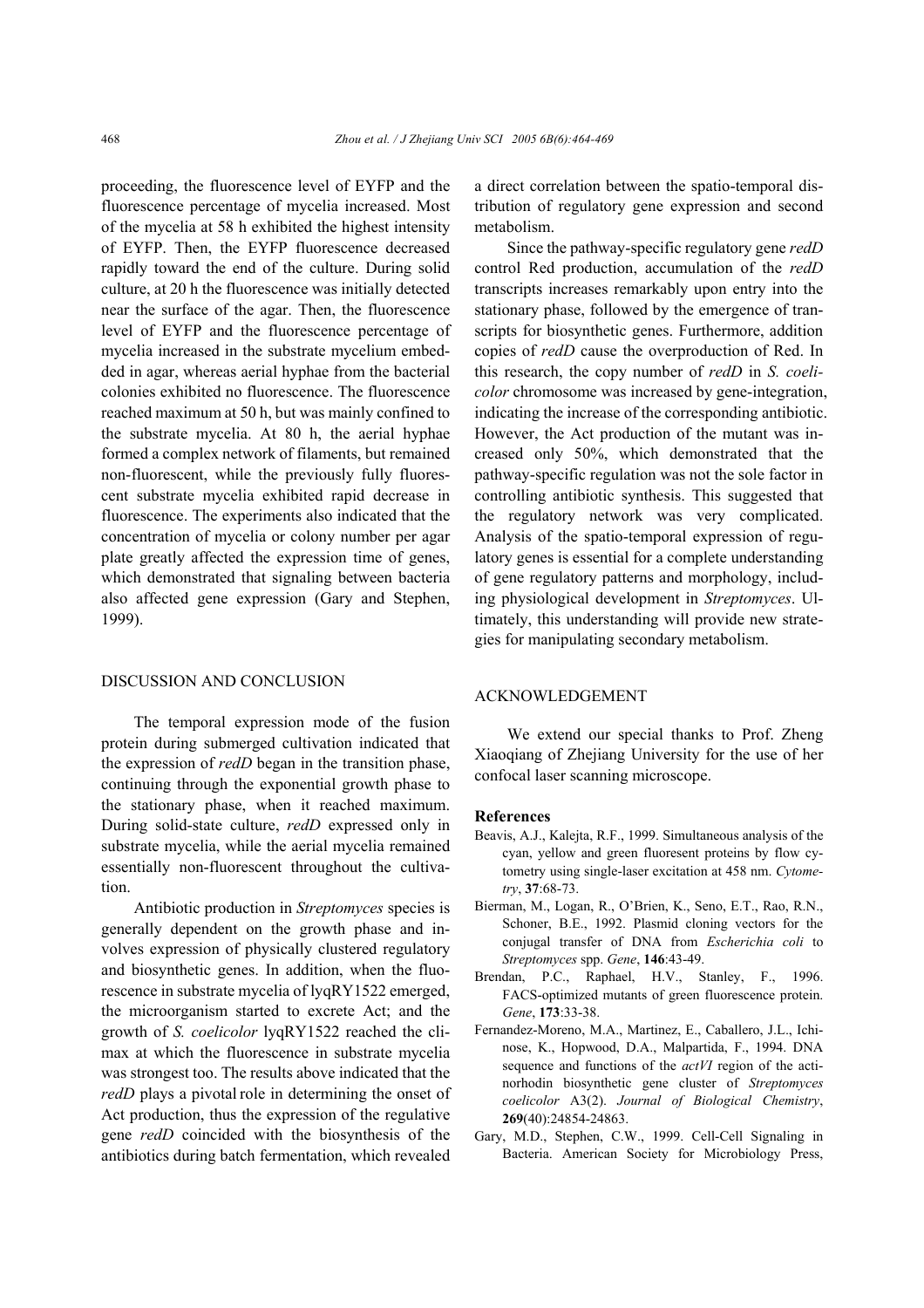proceeding, the fluorescence level of EYFP and the fluorescence percentage of mycelia increased. Most of the mycelia at 58 h exhibited the highest intensity of EYFP. Then, the EYFP fluorescence decreased rapidly toward the end of the culture. During solid culture, at 20 h the fluorescence was initially detected near the surface of the agar. Then, the fluorescence level of EYFP and the fluorescence percentage of mycelia increased in the substrate mycelium embedded in agar, whereas aerial hyphae from the bacterial colonies exhibited no fluorescence. The fluorescence reached maximum at 50 h, but was mainly confined to the substrate mycelia. At 80 h, the aerial hyphae formed a complex network of filaments, but remained non-fluorescent, while the previously fully fluorescent substrate mycelia exhibited rapid decrease in fluorescence. The experiments also indicated that the concentration of mycelia or colony number per agar plate greatly affected the expression time of genes, which demonstrated that signaling between bacteria also affected gene expression (Gary and Stephen, 1999).

## DISCUSSION AND CONCLUSION

The temporal expression mode of the fusion protein during submerged cultivation indicated that the expression of *redD* began in the transition phase, continuing through the exponential growth phase to the stationary phase, when it reached maximum. During solid-state culture, *redD* expressed only in substrate mycelia, while the aerial mycelia remained essentially non-fluorescent throughout the cultivation.

Antibiotic production in *Streptomyces* species is generally dependent on the growth phase and involves expression of physically clustered regulatory and biosynthetic genes. In addition, when the fluorescence in substrate mycelia of lyqRY1522 emerged, the microorganism started to excrete Act; and the growth of *S. coelicolor* lyqRY1522 reached the climax at which the fluorescence in substrate mycelia was strongest too. The results above indicated that the *redD* plays a pivotal role in determining the onset of Act production, thus the expression of the regulative gene *redD* coincided with the biosynthesis of the antibiotics during batch fermentation, which revealed a direct correlation between the spatio-temporal distribution of regulatory gene expression and second metabolism.

Since the pathway-specific regulatory gene *redD* control Red production, accumulation of the *redD* transcripts increases remarkably upon entry into the stationary phase, followed by the emergence of transcripts for biosynthetic genes. Furthermore, addition copies of *redD* cause the overproduction of Red. In this research, the copy number of *redD* in *S. coelicolor* chromosome was increased by gene-integration, indicating the increase of the corresponding antibiotic. However, the Act production of the mutant was increased only 50%, which demonstrated that the pathway-specific regulation was not the sole factor in controlling antibiotic synthesis. This suggested that the regulatory network was very complicated. Analysis of the spatio-temporal expression of regulatory genes is essential for a complete understanding of gene regulatory patterns and morphology, including physiological development in *Streptomyces*. Ultimately, this understanding will provide new strategies for manipulating secondary metabolism.

## ACKNOWLEDGEMENT

We extend our special thanks to Prof. Zheng Xiaoqiang of Zhejiang University for the use of her confocal laser scanning microscope.

## References

Beavis, A.J., Kalejta, R.F., 1999. Simultaneous analysis of the cyan, yellow and green fluoresent proteins by flow cytometry using single-laser excitation at 458 nm. *Cytometry*, **37**:68-73.

Bierman, M., Logan, R., O'Brien, K., Seno, E.T., Rao, R.N., Schoner, B.E., 1992. Plasmid cloning vectors for the conjugal transfer of DNA from *Escherichia coli* to *Streptomyces* spp. *Gene*, **146**:43-49.

Brendan, P.C., Raphael, H.V., Stanley, F., 1996. FACS-optimized mutants of green fluorescence protein. *Gene*, **173**:33-38.

Fernandez-Moreno, M.A., Martinez, E., Caballero, J.L., Ichinose, K., Hopwood, D.A., Malpartida, F., 1994. DNA sequence and functions of the *actVI* region of the actinorhodin biosynthetic gene cluster of *Streptomyces coelicolor* A3(2). *Journal of Biological Chemistry*, **269**(40):24854-24863.

Gary, M.D., Stephen, C.W., 1999. Cell-Cell Signaling in Bacteria. American Society for Microbiology Press,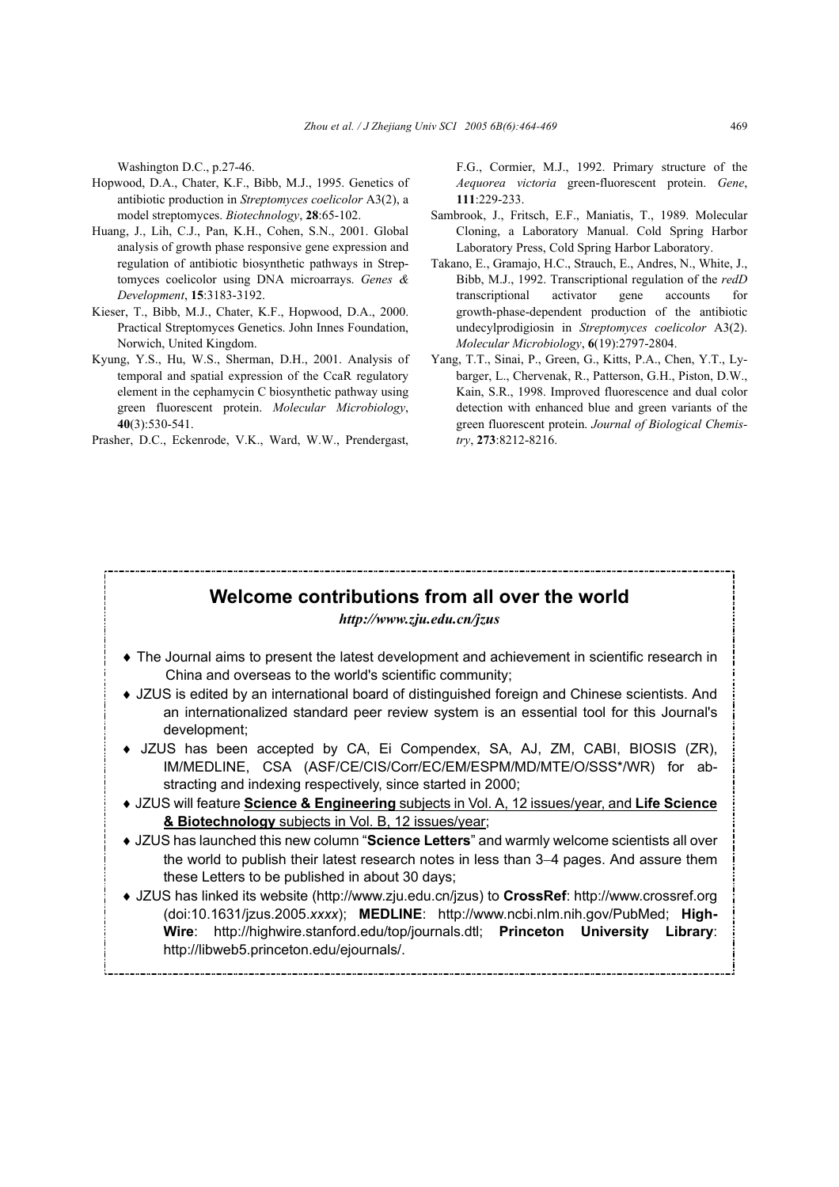Washington D.C., p.27-46.

Hopwood, D.A., Chater, K.F., Bibb, M.J., 1995. Genetics of antibiotic production in *Streptomyces coelicolor* A3(2), a model streptomyces. *Biotechnology*, **28**:65-102.

Huang, J., Lih, C.J., Pan, K.H., Cohen, S.N., 2001. Global analysis of growth phase responsive gene expression and regulation of antibiotic biosynthetic pathways in Streptomyces coelicolor using DNA microarrays. *Genes & Development*, **15**:3183-3192.

Kieser, T., Bibb, M.J., Chater, K.F., Hopwood, D.A., 2000. Practical Streptomyces Genetics. John Innes Foundation, Norwich, United Kingdom.

Kyung, Y.S., Hu, W.S., Sherman, D.H., 2001. Analysis of temporal and spatial expression of the CcaR regulatory element in the cephamycin C biosynthetic pathway using green fluorescent protein. *Molecular Microbiology*, **40**(3):530-541.

Prasher, D.C., Eckenrode, V.K., Ward, W.W., Prendergast, F.G., Cormier, M.J., 1992. Primary structure of the *Aequorea victoria* green-fluorescent protein. *Gene*, **111**:229-233.

Sambrook, J., Fritsch, E.F., Maniatis, T., 1989. Molecular Cloning, a Laboratory Manual. Cold Spring Harbor Laboratory Press, Cold Spring Harbor Laboratory.

Takano, E., Gramajo, H.C., Strauch, E., Andres, N., White, J., Bibb, M.J., 1992. Transcriptional regulation of the *redD* transcriptional activator gene accounts for growth-phase-dependent production of the antibiotic undecylprodigiosin in *Streptomyces coelicolor* A3(2). *Molecular Microbiology*, **6**(19):2797-2804.

Yang, T.T., Sinai, P., Green, G., Kitts, P.A., Chen, Y.T., Lybarger, L., Chervenak, R., Patterson, G.H., Piston, D.W., Kain, S.R., 1998. Improved fluorescence and dual color detection with enhanced blue and green variants of the green fluorescent protein. *Journal of Biological Chemistry*, **273**:8212-8216.

## Welcome contributions from all over the world

***http://www.zju.edu.cn/jzus***

- ♦ The Journal aims to present the latest development and achievement in scientific research in China and overseas to the world's scientific community;
- ♦ JZUS is edited by an international board of distinguished foreign and Chinese scientists. And an internationalized standard peer review system is an essential tool for this Journal's development;
- ♦ JZUS has been accepted by CA, Ei Compendex, SA, AJ, ZM, CABI, BIOSIS (ZR), IM/MEDLINE, CSA (ASF/CE/CIS/Corr/EC/EM/ESPM/MD/MTE/O/SSS*/WR) for abstracting and indexing respectively, since started in 2000;
- ♦ JZUS will feature **Science & Engineering** subjects in Vol. A, 12 issues/year, and **Life Science & Biotechnology** subjects in Vol. B, 12 issues/year;
- ♦ JZUS has launched this new column "**Science Letters**" and warmly welcome scientists all over the world to publish their latest research notes in less than 3–4 pages. And assure them these Letters to be published in about 30 days;
- ♦ JZUS has linked its website (http://www.zju.edu.cn/jzus) to **CrossRef**: http://www.crossref.org (doi:10.1631/jzus.2005.*xxxx*); **MEDLINE**: http://www.ncbi.nlm.nih.gov/PubMed; **HighWire**: http://highwire.stanford.edu/top/journals.dtl; **Princeton University Library**: http://libweb5.princeton.edu/ejournals/.